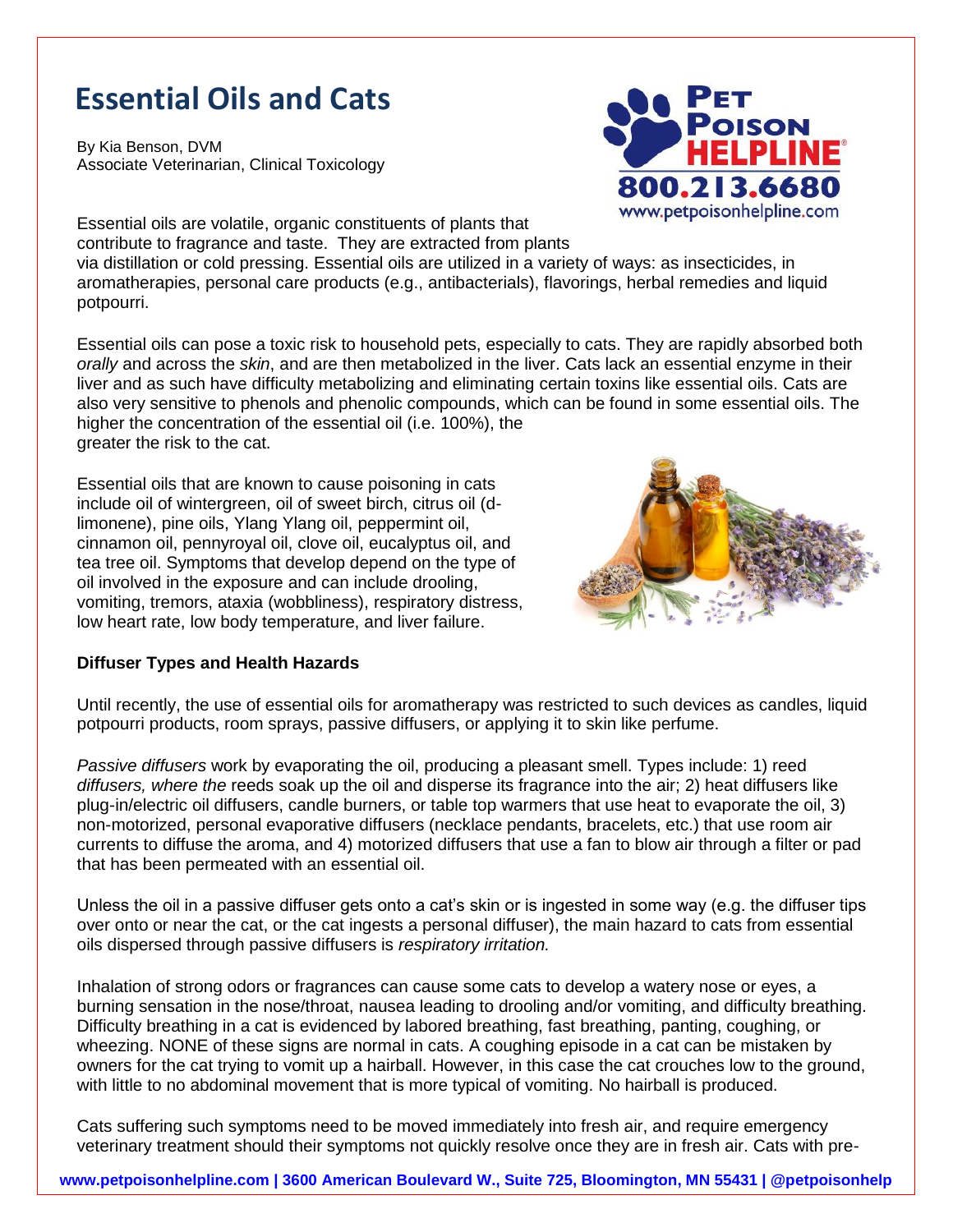# Essential Oils and Cats

By Kia Benson, DVM
Associate Veterinarian, Clinical Toxicology

Essential oils are volatile, organic constituents of plants that contribute to fragrance and taste. They are extracted from plants via distillation or cold pressing. Essential oils are utilized in a variety of ways: as insecticides, in aromatherapies, personal care products (e.g., antibacterials), flavorings, herbal remedies and liquid potpourri.

Essential oils can pose a toxic risk to household pets, especially to cats. They are rapidly absorbed both *orally* and across the *skin*, and are then metabolized in the liver. Cats lack an essential enzyme in their liver and as such have difficulty metabolizing and eliminating certain toxins like essential oils. Cats are also very sensitive to phenols and phenolic compounds, which can be found in some essential oils. The higher the concentration of the essential oil (i.e. 100%), the greater the risk to the cat.

Essential oils that are known to cause poisoning in cats include oil of wintergreen, oil of sweet birch, citrus oil (d-limonene), pine oils, Ylang Ylang oil, peppermint oil, cinnamon oil, pennyroyal oil, clove oil, eucalyptus oil, and tea tree oil. Symptoms that develop depend on the type of oil involved in the exposure and can include drooling, vomiting, tremors, ataxia (wobbliness), respiratory distress, low heart rate, low body temperature, and liver failure.

**Diffuser Types and Health Hazards**

Until recently, the use of essential oils for aromatherapy was restricted to such devices as candles, liquid potpourri products, room sprays, passive diffusers, or applying it to skin like perfume.

*Passive diffusers* work by evaporating the oil, producing a pleasant smell. Types include: 1) reed *diffusers, where the* reeds soak up the oil and disperse its fragrance into the air; 2) heat diffusers like plug-in/electric oil diffusers, candle burners, or table top warmers that use heat to evaporate the oil, 3) non-motorized, personal evaporative diffusers (necklace pendants, bracelets, etc.) that use room air currents to diffuse the aroma, and 4) motorized diffusers that use a fan to blow air through a filter or pad that has been permeated with an essential oil.

Unless the oil in a passive diffuser gets onto a cat's skin or is ingested in some way (e.g. the diffuser tips over onto or near the cat, or the cat ingests a personal diffuser), the main hazard to cats from essential oils dispersed through passive diffusers is *respiratory irritation.*

Inhalation of strong odors or fragrances can cause some cats to develop a watery nose or eyes, a burning sensation in the nose/throat, nausea leading to drooling and/or vomiting, and difficulty breathing. Difficulty breathing in a cat is evidenced by labored breathing, fast breathing, panting, coughing, or wheezing. NONE of these signs are normal in cats. A coughing episode in a cat can be mistaken by owners for the cat trying to vomit up a hairball. However, in this case the cat crouches low to the ground, with little to no abdominal movement that is more typical of vomiting. No hairball is produced.

Cats suffering such symptoms need to be moved immediately into fresh air, and require emergency veterinary treatment should their symptoms not quickly resolve once they are in fresh air. Cats with pre-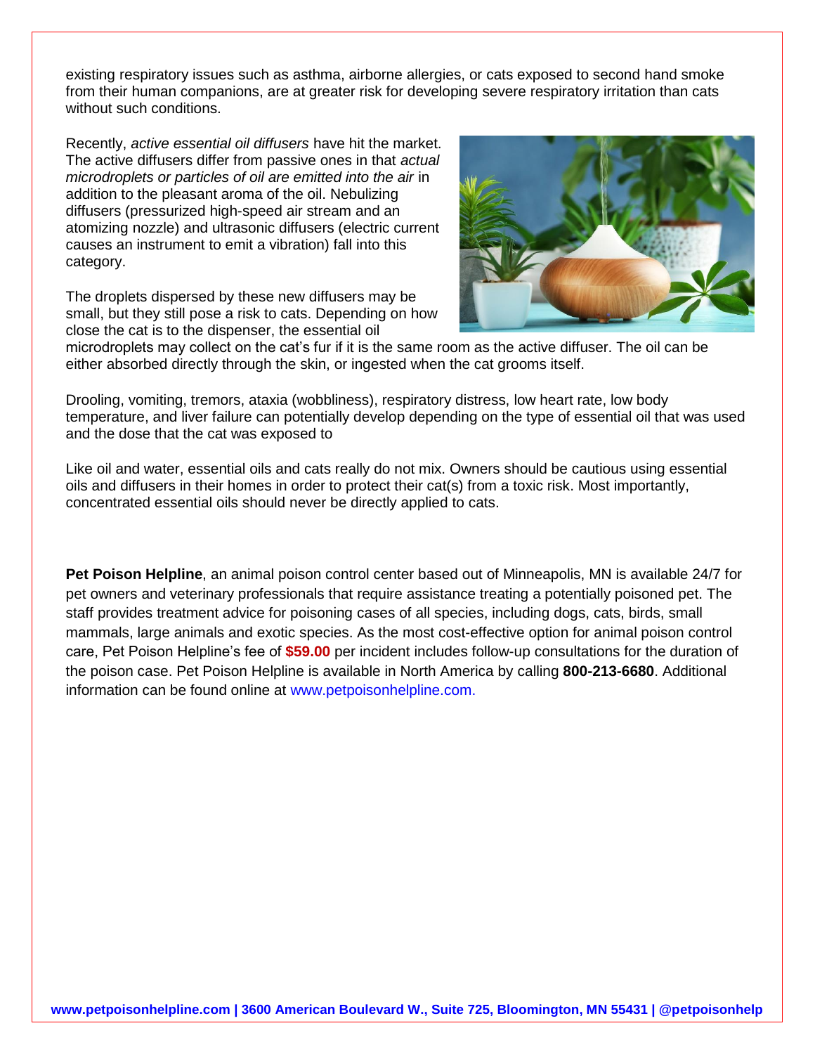existing respiratory issues such as asthma, airborne allergies, or cats exposed to second hand smoke from their human companions, are at greater risk for developing severe respiratory irritation than cats without such conditions.

Recently, *active essential oil diffusers* have hit the market. The active diffusers differ from passive ones in that *actual microdroplets or particles of oil are emitted into the air* in addition to the pleasant aroma of the oil. Nebulizing diffusers (pressurized high-speed air stream and an atomizing nozzle) and ultrasonic diffusers (electric current causes an instrument to emit a vibration) fall into this category.

The droplets dispersed by these new diffusers may be small, but they still pose a risk to cats. Depending on how close the cat is to the dispenser, the essential oil microdroplets may collect on the cat's fur if it is the same room as the active diffuser. The oil can be either absorbed directly through the skin, or ingested when the cat grooms itself.

Drooling, vomiting, tremors, ataxia (wobbliness), respiratory distress, low heart rate, low body temperature, and liver failure can potentially develop depending on the type of essential oil that was used and the dose that the cat was exposed to

Like oil and water, essential oils and cats really do not mix. Owners should be cautious using essential oils and diffusers in their homes in order to protect their cat(s) from a toxic risk. Most importantly, concentrated essential oils should never be directly applied to cats.

**Pet Poison Helpline**, an animal poison control center based out of Minneapolis, MN is available 24/7 for pet owners and veterinary professionals that require assistance treating a potentially poisoned pet. The staff provides treatment advice for poisoning cases of all species, including dogs, cats, birds, small mammals, large animals and exotic species. As the most cost-effective option for animal poison control care, Pet Poison Helpline's fee of **$59.00** per incident includes follow-up consultations for the duration of the poison case. Pet Poison Helpline is available in North America by calling **800-213-6680**. Additional information can be found online at www.petpoisonhelpline.com.

**www.petpoisonhelpline.com | 3600 American Boulevard W., Suite 725, Bloomington, MN 55431 | @petpoisonhelp**